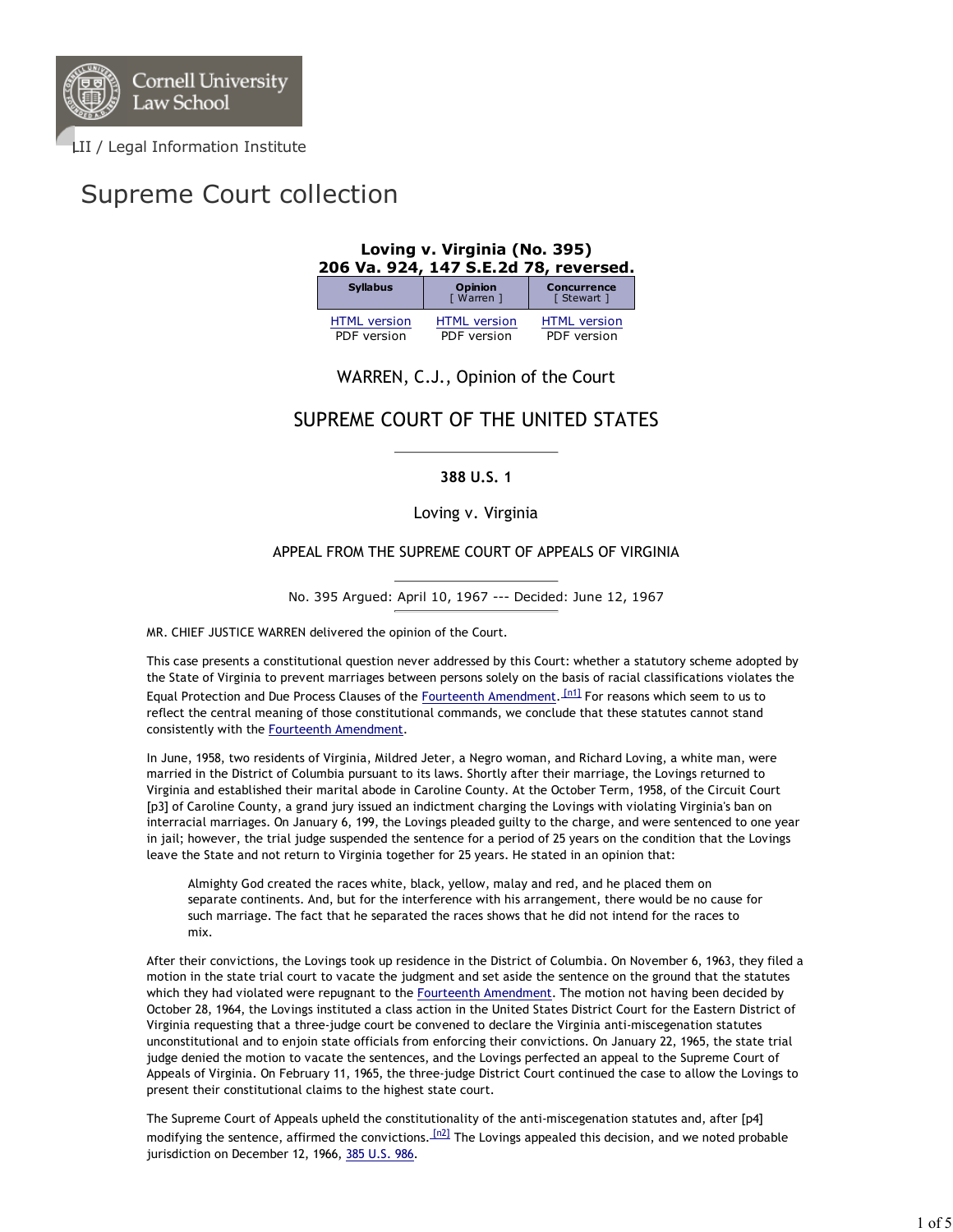Cornell University Law School

LII / Legal Information Institute

# Supreme Court collection

**Loving v. Virginia (No. 395)**
**206 Va. 924, 147 S.E.2d 78, reversed.**

| Syllabus | Opinion [ Warren ] | Concurrence [ Stewart ] |
| --- | --- | --- |
| HTML version | HTML version | HTML version |
| PDF version | PDF version | PDF version |

WARREN, C.J., Opinion of the Court

## SUPREME COURT OF THE UNITED STATES

**388 U.S. 1**

Loving v. Virginia

APPEAL FROM THE SUPREME COURT OF APPEALS OF VIRGINIA

No. 395 Argued: April 10, 1967 --- Decided: June 12, 1967

MR. CHIEF JUSTICE WARREN delivered the opinion of the Court.

This case presents a constitutional question never addressed by this Court: whether a statutory scheme adopted by the State of Virginia to prevent marriages between persons solely on the basis of racial classifications violates the Equal Protection and Due Process Clauses of the Fourteenth Amendment.[n1] For reasons which seem to us to reflect the central meaning of those constitutional commands, we conclude that these statutes cannot stand consistently with the Fourteenth Amendment.

In June, 1958, two residents of Virginia, Mildred Jeter, a Negro woman, and Richard Loving, a white man, were married in the District of Columbia pursuant to its laws. Shortly after their marriage, the Lovings returned to Virginia and established their marital abode in Caroline County. At the October Term, 1958, of the Circuit Court [p3] of Caroline County, a grand jury issued an indictment charging the Lovings with violating Virginia's ban on interracial marriages. On January 6, 199, the Lovings pleaded guilty to the charge, and were sentenced to one year in jail; however, the trial judge suspended the sentence for a period of 25 years on the condition that the Lovings leave the State and not return to Virginia together for 25 years. He stated in an opinion that:

> Almighty God created the races white, black, yellow, malay and red, and he placed them on separate continents. And, but for the interference with his arrangement, there would be no cause for such marriage. The fact that he separated the races shows that he did not intend for the races to mix.

After their convictions, the Lovings took up residence in the District of Columbia. On November 6, 1963, they filed a motion in the state trial court to vacate the judgment and set aside the sentence on the ground that the statutes which they had violated were repugnant to the Fourteenth Amendment. The motion not having been decided by October 28, 1964, the Lovings instituted a class action in the United States District Court for the Eastern District of Virginia requesting that a three-judge court be convened to declare the Virginia anti-miscegenation statutes unconstitutional and to enjoin state officials from enforcing their convictions. On January 22, 1965, the state trial judge denied the motion to vacate the sentences, and the Lovings perfected an appeal to the Supreme Court of Appeals of Virginia. On February 11, 1965, the three-judge District Court continued the case to allow the Lovings to present their constitutional claims to the highest state court.

The Supreme Court of Appeals upheld the constitutionality of the anti-miscegenation statutes and, after [p4] modifying the sentence, affirmed the convictions.[n2] The Lovings appealed this decision, and we noted probable jurisdiction on December 12, 1966, 385 U.S. 986.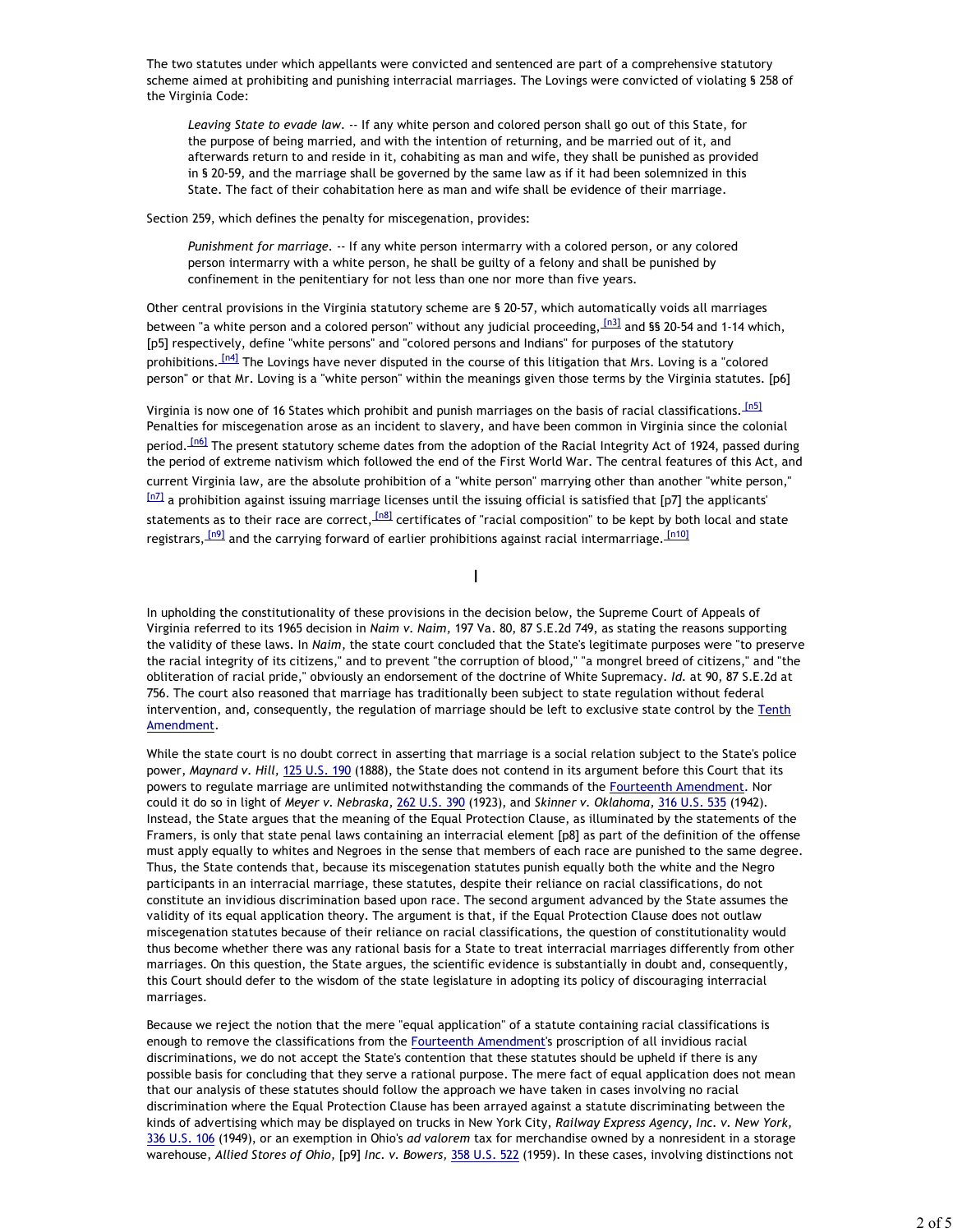The two statutes under which appellants were convicted and sentenced are part of a comprehensive statutory scheme aimed at prohibiting and punishing interracial marriages. The Lovings were convicted of violating § 258 of the Virginia Code:

> *Leaving State to evade law.* -- If any white person and colored person shall go out of this State, for the purpose of being married, and with the intention of returning, and be married out of it, and afterwards return to and reside in it, cohabiting as man and wife, they shall be punished as provided in § 20-59, and the marriage shall be governed by the same law as if it had been solemnized in this State. The fact of their cohabitation here as man and wife shall be evidence of their marriage.

Section 259, which defines the penalty for miscegenation, provides:

> *Punishment for marriage.* -- If any white person intermarry with a colored person, or any colored person intermarry with a white person, he shall be guilty of a felony and shall be punished by confinement in the penitentiary for not less than one nor more than five years.

Other central provisions in the Virginia statutory scheme are § 20-57, which automatically voids all marriages between "a white person and a colored person" without any judicial proceeding,[n3] and §§ 20-54 and 1-14 which, [p5] respectively, define "white persons" and "colored persons and Indians" for purposes of the statutory prohibitions.[n4] The Lovings have never disputed in the course of this litigation that Mrs. Loving is a "colored person" or that Mr. Loving is a "white person" within the meanings given those terms by the Virginia statutes. [p6]

Virginia is now one of 16 States which prohibit and punish marriages on the basis of racial classifications.[n5] Penalties for miscegenation arose as an incident to slavery, and have been common in Virginia since the colonial period.[n6] The present statutory scheme dates from the adoption of the Racial Integrity Act of 1924, passed during the period of extreme nativism which followed the end of the First World War. The central features of this Act, and current Virginia law, are the absolute prohibition of a "white person" marrying other than another "white person," [n7] a prohibition against issuing marriage licenses until the issuing official is satisfied that [p7] the applicants' statements as to their race are correct,[n8] certificates of "racial composition" to be kept by both local and state registrars,[n9] and the carrying forward of earlier prohibitions against racial intermarriage.[n10]

## I

In upholding the constitutionality of these provisions in the decision below, the Supreme Court of Appeals of Virginia referred to its 1965 decision in *Naim v. Naim*, 197 Va. 80, 87 S.E.2d 749, as stating the reasons supporting the validity of these laws. In *Naim*, the state court concluded that the State's legitimate purposes were "to preserve the racial integrity of its citizens," and to prevent "the corruption of blood," "a mongrel breed of citizens," and "the obliteration of racial pride," obviously an endorsement of the doctrine of White Supremacy. *Id.* at 90, 87 S.E.2d at 756. The court also reasoned that marriage has traditionally been subject to state regulation without federal intervention, and, consequently, the regulation of marriage should be left to exclusive state control by the Tenth Amendment.

While the state court is no doubt correct in asserting that marriage is a social relation subject to the State's police power, *Maynard v. Hill*, 125 U.S. 190 (1888), the State does not contend in its argument before this Court that its powers to regulate marriage are unlimited notwithstanding the commands of the Fourteenth Amendment. Nor could it do so in light of *Meyer v. Nebraska*, 262 U.S. 390 (1923), and *Skinner v. Oklahoma*, 316 U.S. 535 (1942). Instead, the State argues that the meaning of the Equal Protection Clause, as illuminated by the statements of the Framers, is only that state penal laws containing an interracial element [p8] as part of the definition of the offense must apply equally to whites and Negroes in the sense that members of each race are punished to the same degree. Thus, the State contends that, because its miscegenation statutes punish equally both the white and the Negro participants in an interracial marriage, these statutes, despite their reliance on racial classifications, do not constitute an invidious discrimination based upon race. The second argument advanced by the State assumes the validity of its equal application theory. The argument is that, if the Equal Protection Clause does not outlaw miscegenation statutes because of their reliance on racial classifications, the question of constitutionality would thus become whether there was any rational basis for a State to treat interracial marriages differently from other marriages. On this question, the State argues, the scientific evidence is substantially in doubt and, consequently, this Court should defer to the wisdom of the state legislature in adopting its policy of discouraging interracial marriages.

Because we reject the notion that the mere "equal application" of a statute containing racial classifications is enough to remove the classifications from the Fourteenth Amendment's proscription of all invidious racial discriminations, we do not accept the State's contention that these statutes should be upheld if there is any possible basis for concluding that they serve a rational purpose. The mere fact of equal application does not mean that our analysis of these statutes should follow the approach we have taken in cases involving no racial discrimination where the Equal Protection Clause has been arrayed against a statute discriminating between the kinds of advertising which may be displayed on trucks in New York City, *Railway Express Agency, Inc. v. New York*, 336 U.S. 106 (1949), or an exemption in Ohio's *ad valorem* tax for merchandise owned by a nonresident in a storage warehouse, *Allied Stores of Ohio*, [p9] *Inc. v. Bowers*, 358 U.S. 522 (1959). In these cases, involving distinctions not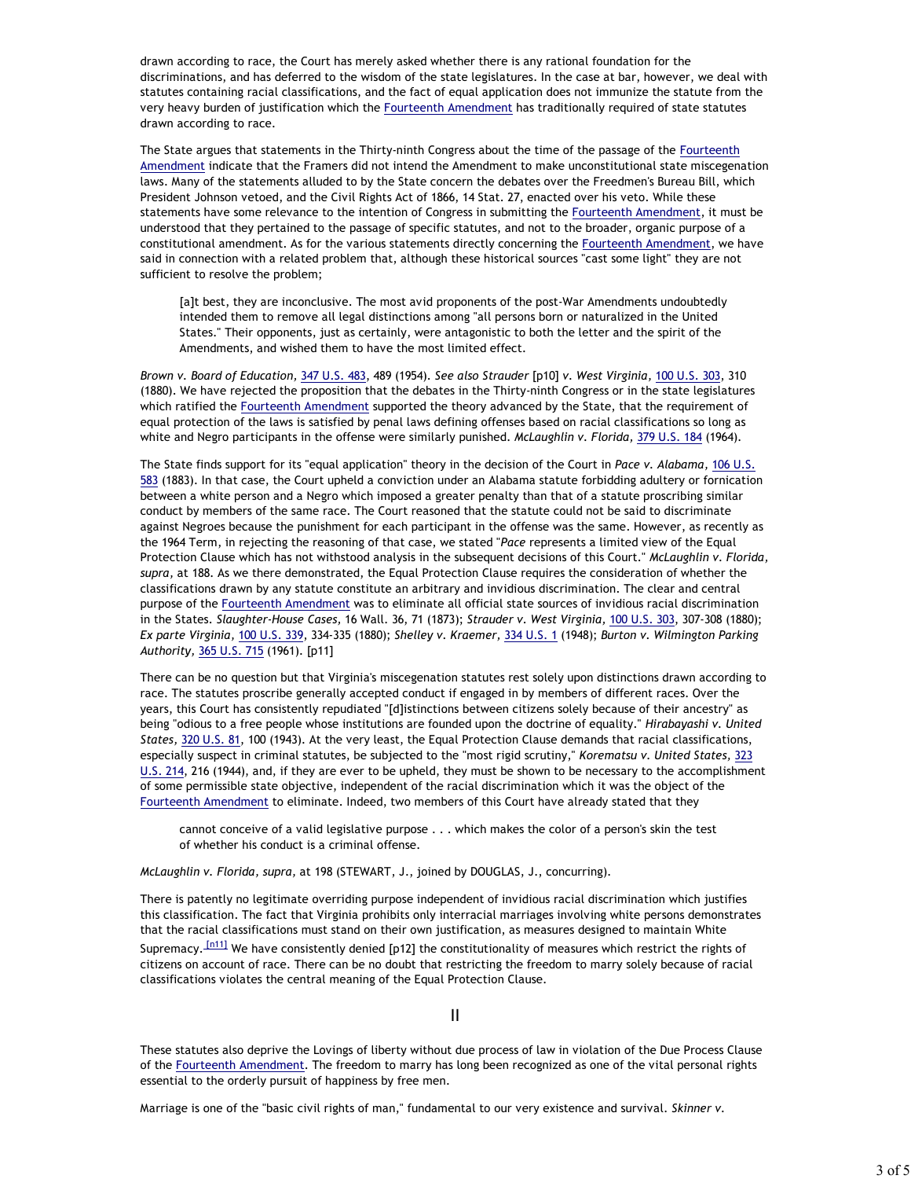drawn according to race, the Court has merely asked whether there is any rational foundation for the discriminations, and has deferred to the wisdom of the state legislatures. In the case at bar, however, we deal with statutes containing racial classifications, and the fact of equal application does not immunize the statute from the very heavy burden of justification which the Fourteenth Amendment has traditionally required of state statutes drawn according to race.

The State argues that statements in the Thirty-ninth Congress about the time of the passage of the Fourteenth Amendment indicate that the Framers did not intend the Amendment to make unconstitutional state miscegenation laws. Many of the statements alluded to by the State concern the debates over the Freedmen's Bureau Bill, which President Johnson vetoed, and the Civil Rights Act of 1866, 14 Stat. 27, enacted over his veto. While these statements have some relevance to the intention of Congress in submitting the Fourteenth Amendment, it must be understood that they pertained to the passage of specific statutes, and not to the broader, organic purpose of a constitutional amendment. As for the various statements directly concerning the Fourteenth Amendment, we have said in connection with a related problem that, although these historical sources "cast some light" they are not sufficient to resolve the problem;

> [a]t best, they are inconclusive. The most avid proponents of the post-War Amendments undoubtedly intended them to remove all legal distinctions among "all persons born or naturalized in the United States." Their opponents, just as certainly, were antagonistic to both the letter and the spirit of the Amendments, and wished them to have the most limited effect.

*Brown v. Board of Education,* 347 U.S. 483, 489 (1954). *See also Strauder* [p10] *v. West Virginia,* 100 U.S. 303, 310 (1880). We have rejected the proposition that the debates in the Thirty-ninth Congress or in the state legislatures which ratified the Fourteenth Amendment supported the theory advanced by the State, that the requirement of equal protection of the laws is satisfied by penal laws defining offenses based on racial classifications so long as white and Negro participants in the offense were similarly punished. *McLaughlin v. Florida,* 379 U.S. 184 (1964).

The State finds support for its "equal application" theory in the decision of the Court in *Pace v. Alabama,* 106 U.S. 583 (1883). In that case, the Court upheld a conviction under an Alabama statute forbidding adultery or fornication between a white person and a Negro which imposed a greater penalty than that of a statute proscribing similar conduct by members of the same race. The Court reasoned that the statute could not be said to discriminate against Negroes because the punishment for each participant in the offense was the same. However, as recently as the 1964 Term, in rejecting the reasoning of that case, we stated "*Pace* represents a limited view of the Equal Protection Clause which has not withstood analysis in the subsequent decisions of this Court." *McLaughlin v. Florida, supra,* at 188. As we there demonstrated, the Equal Protection Clause requires the consideration of whether the classifications drawn by any statute constitute an arbitrary and invidious discrimination. The clear and central purpose of the Fourteenth Amendment was to eliminate all official state sources of invidious racial discrimination in the States. *Slaughter-House Cases,* 16 Wall. 36, 71 (1873); *Strauder v. West Virginia,* 100 U.S. 303, 307-308 (1880); *Ex parte Virginia,* 100 U.S. 339, 334-335 (1880); *Shelley v. Kraemer,* 334 U.S. 1 (1948); *Burton v. Wilmington Parking Authority,* 365 U.S. 715 (1961). [p11]

There can be no question but that Virginia's miscegenation statutes rest solely upon distinctions drawn according to race. The statutes proscribe generally accepted conduct if engaged in by members of different races. Over the years, this Court has consistently repudiated "[d]istinctions between citizens solely because of their ancestry" as being "odious to a free people whose institutions are founded upon the doctrine of equality." *Hirabayashi v. United States,* 320 U.S. 81, 100 (1943). At the very least, the Equal Protection Clause demands that racial classifications, especially suspect in criminal statutes, be subjected to the "most rigid scrutiny," *Korematsu v. United States,* 323 U.S. 214, 216 (1944), and, if they are ever to be upheld, they must be shown to be necessary to the accomplishment of some permissible state objective, independent of the racial discrimination which it was the object of the Fourteenth Amendment to eliminate. Indeed, two members of this Court have already stated that they

> cannot conceive of a valid legislative purpose . . . which makes the color of a person's skin the test of whether his conduct is a criminal offense.

*McLaughlin v. Florida, supra,* at 198 (STEWART, J., joined by DOUGLAS, J., concurring).

There is patently no legitimate overriding purpose independent of invidious racial discrimination which justifies this classification. The fact that Virginia prohibits only interracial marriages involving white persons demonstrates that the racial classifications must stand on their own justification, as measures designed to maintain White Supremacy.[n11] We have consistently denied [p12] the constitutionality of measures which restrict the rights of citizens on account of race. There can be no doubt that restricting the freedom to marry solely because of racial classifications violates the central meaning of the Equal Protection Clause.

## II

These statutes also deprive the Lovings of liberty without due process of law in violation of the Due Process Clause of the Fourteenth Amendment. The freedom to marry has long been recognized as one of the vital personal rights essential to the orderly pursuit of happiness by free men.

Marriage is one of the "basic civil rights of man," fundamental to our very existence and survival. *Skinner v.*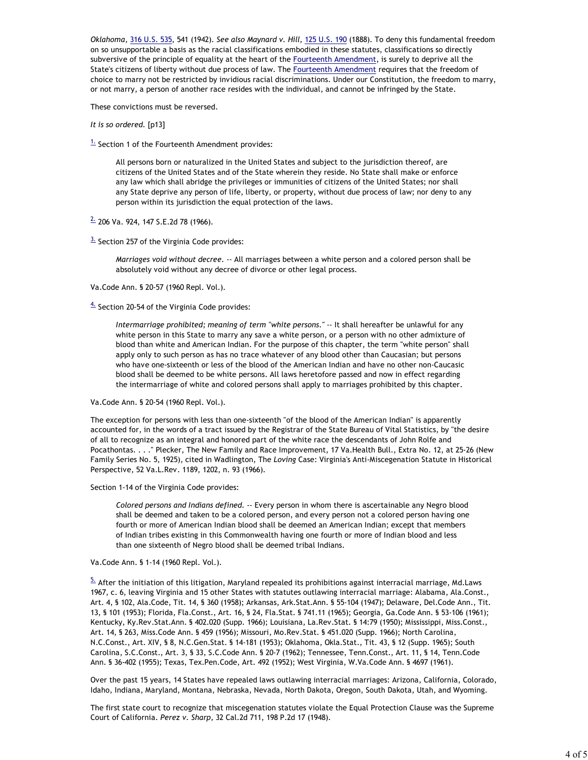*Oklahoma*, 316 U.S. 535, 541 (1942). *See also Maynard v. Hill*, 125 U.S. 190 (1888). To deny this fundamental freedom on so unsupportable a basis as the racial classifications embodied in these statutes, classifications so directly subversive of the principle of equality at the heart of the Fourteenth Amendment, is surely to deprive all the State's citizens of liberty without due process of law. The Fourteenth Amendment requires that the freedom of choice to marry not be restricted by invidious racial discriminations. Under our Constitution, the freedom to marry, or not marry, a person of another race resides with the individual, and cannot be infringed by the State.

These convictions must be reversed.

*It is so ordered.* [p13]

[1.] Section 1 of the Fourteenth Amendment provides:

> All persons born or naturalized in the United States and subject to the jurisdiction thereof, are citizens of the United States and of the State wherein they reside. No State shall make or enforce any law which shall abridge the privileges or immunities of citizens of the United States; nor shall any State deprive any person of life, liberty, or property, without due process of law; nor deny to any person within its jurisdiction the equal protection of the laws.

[2.] 206 Va. 924, 147 S.E.2d 78 (1966).

[3.] Section 257 of the Virginia Code provides:

> *Marriages void without decree.* -- All marriages between a white person and a colored person shall be absolutely void without any decree of divorce or other legal process.

Va.Code Ann. § 20-57 (1960 Repl. Vol.).

[4.] Section 20-54 of the Virginia Code provides:

> *Intermarriage prohibited; meaning of term "white persons."* -- It shall hereafter be unlawful for any white person in this State to marry any save a white person, or a person with no other admixture of blood than white and American Indian. For the purpose of this chapter, the term "white person" shall apply only to such person as has no trace whatever of any blood other than Caucasian; but persons who have one-sixteenth or less of the blood of the American Indian and have no other non-Caucasic blood shall be deemed to be white persons. All laws heretofore passed and now in effect regarding the intermarriage of white and colored persons shall apply to marriages prohibited by this chapter.

Va.Code Ann. § 20-54 (1960 Repl. Vol.).

The exception for persons with less than one-sixteenth "of the blood of the American Indian" is apparently accounted for, in the words of a tract issued by the Registrar of the State Bureau of Vital Statistics, by "the desire of all to recognize as an integral and honored part of the white race the descendants of John Rolfe and Pocathontas. . . ." Plecker, The New Family and Race Improvement, 17 Va.Health Bull., Extra No. 12, at 25-26 (New Family Series No. 5, 1925), cited in Wadlington, The *Loving* Case: Virginia's Anti-Miscegenation Statute in Historical Perspective, 52 Va.L.Rev. 1189, 1202, n. 93 (1966).

Section 1-14 of the Virginia Code provides:

> *Colored persons and Indians defined.* -- Every person in whom there is ascertainable any Negro blood shall be deemed and taken to be a colored person, and every person not a colored person having one fourth or more of American Indian blood shall be deemed an American Indian; except that members of Indian tribes existing in this Commonwealth having one fourth or more of Indian blood and less than one sixteenth of Negro blood shall be deemed tribal Indians.

Va.Code Ann. § 1-14 (1960 Repl. Vol.).

[5.] After the initiation of this litigation, Maryland repealed its prohibitions against interracial marriage, Md.Laws 1967, c. 6, leaving Virginia and 15 other States with statutes outlawing interracial marriage: Alabama, Ala.Const., Art. 4, § 102, Ala.Code, Tit. 14, § 360 (1958); Arkansas, Ark.Stat.Ann. § 55-104 (1947); Delaware, Del.Code Ann., Tit. 13, § 101 (1953); Florida, Fla.Const., Art. 16, § 24, Fla.Stat. § 741.11 (1965); Georgia, Ga.Code Ann. § 53-106 (1961); Kentucky, Ky.Rev.Stat.Ann. § 402.020 (Supp. 1966); Louisiana, La.Rev.Stat. § 14:79 (1950); Mississippi, Miss.Const., Art. 14, § 263, Miss.Code Ann. § 459 (1956); Missouri, Mo.Rev.Stat. § 451.020 (Supp. 1966); North Carolina, N.C.Const., Art. XIV, § 8, N.C.Gen.Stat. § 14-181 (1953); Oklahoma, Okla.Stat., Tit. 43, § 12 (Supp. 1965); South Carolina, S.C.Const., Art. 3, § 33, S.C.Code Ann. § 20-7 (1962); Tennessee, Tenn.Const., Art. 11, § 14, Tenn.Code Ann. § 36-402 (1955); Texas, Tex.Pen.Code, Art. 492 (1952); West Virginia, W.Va.Code Ann. § 4697 (1961).

Over the past 15 years, 14 States have repealed laws outlawing interracial marriages: Arizona, California, Colorado, Idaho, Indiana, Maryland, Montana, Nebraska, Nevada, North Dakota, Oregon, South Dakota, Utah, and Wyoming.

The first state court to recognize that miscegenation statutes violate the Equal Protection Clause was the Supreme Court of California. *Perez v. Sharp*, 32 Cal.2d 711, 198 P.2d 17 (1948).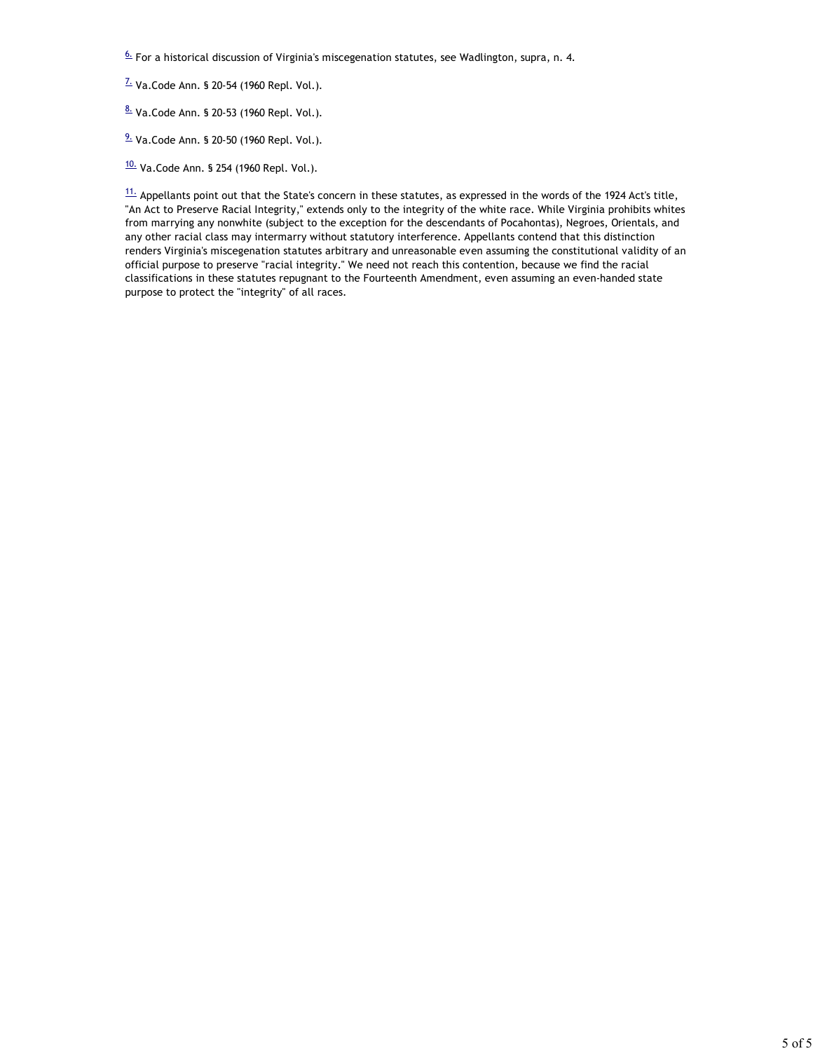[6.] For a historical discussion of Virginia's miscegenation statutes, see Wadlington, supra, n. 4.

[7.] Va.Code Ann. § 20-54 (1960 Repl. Vol.).

[8.] Va.Code Ann. § 20-53 (1960 Repl. Vol.).

[9.] Va.Code Ann. § 20-50 (1960 Repl. Vol.).

[10.] Va.Code Ann. § 254 (1960 Repl. Vol.).

[11.] Appellants point out that the State's concern in these statutes, as expressed in the words of the 1924 Act's title, "An Act to Preserve Racial Integrity," extends only to the integrity of the white race. While Virginia prohibits whites from marrying any nonwhite (subject to the exception for the descendants of Pocahontas), Negroes, Orientals, and any other racial class may intermarry without statutory interference. Appellants contend that this distinction renders Virginia's miscegenation statutes arbitrary and unreasonable even assuming the constitutional validity of an official purpose to preserve "racial integrity." We need not reach this contention, because we find the racial classifications in these statutes repugnant to the Fourteenth Amendment, even assuming an even-handed state purpose to protect the "integrity" of all races.